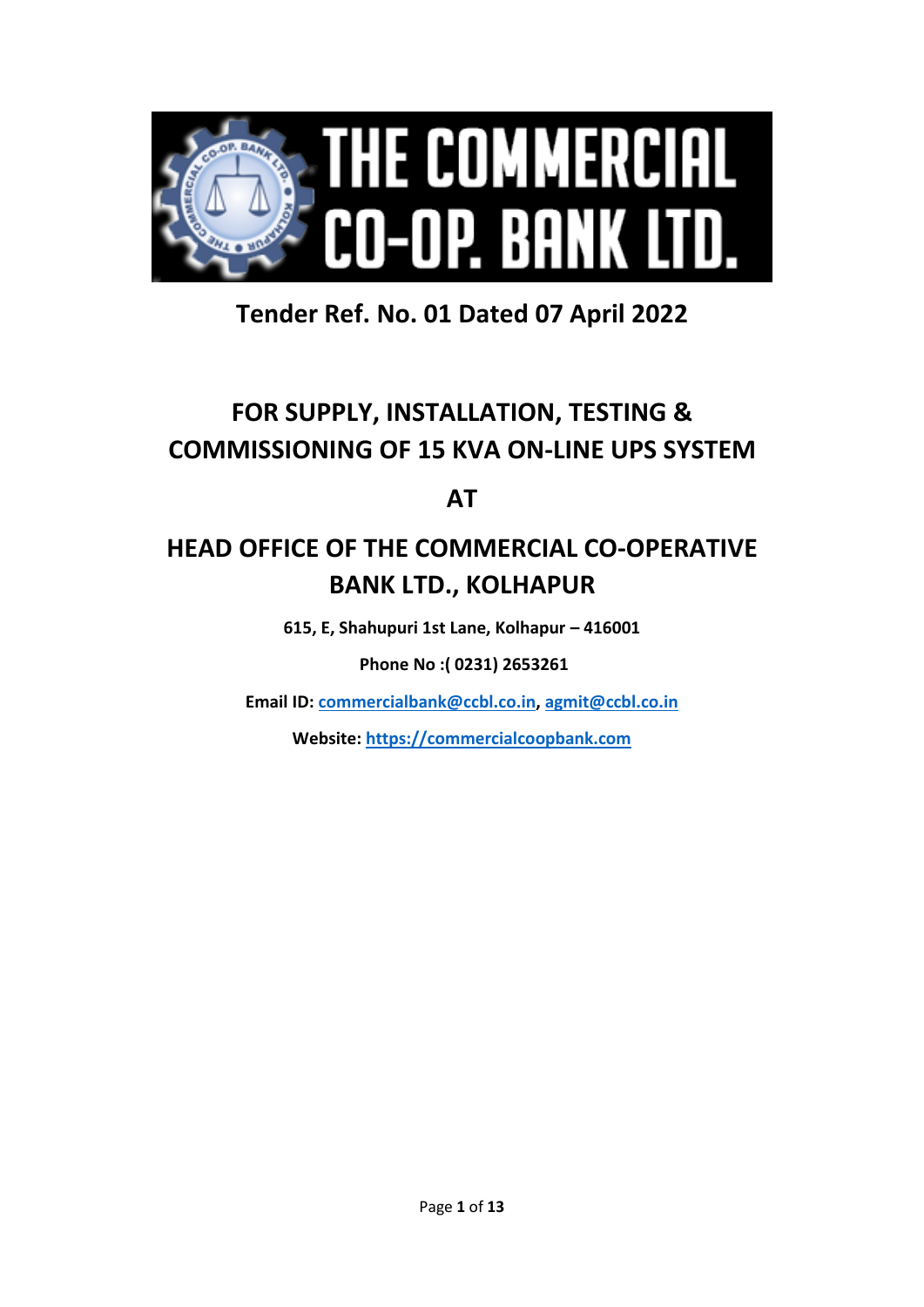# THE COMMERCIAL CO-OP. BANK LTD.

## Tender Ref. No. 01 Dated 07 April 2022

# FOR SUPPLY, INSTALLATION, TESTING & COMMISSIONING OF 15 KVA ON-LINE UPS SYSTEM

# AT

# HEAD OFFICE OF THE COMMERCIAL CO-OPERATIVE BANK LTD., KOLHAPUR

**615, E, Shahupuri 1st Lane, Kolhapur – 416001**

**Phone No :( 0231) 2653261**

**Email ID: commercialbank@ccbl.co.in, agmit@ccbl.co.in**

**Website: https://commercialcoopbank.com**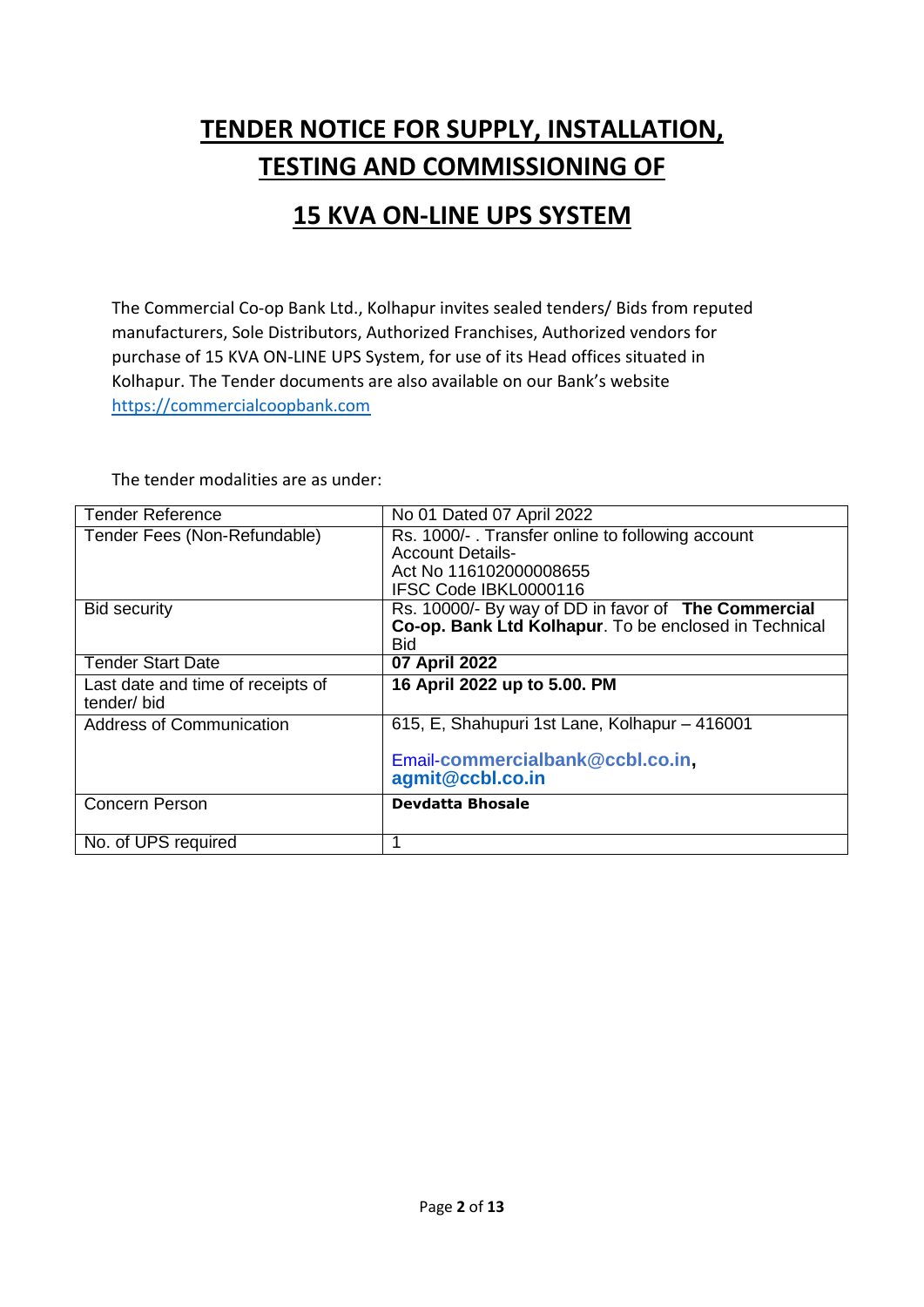# TENDER NOTICE FOR SUPPLY, INSTALLATION, TESTING AND COMMISSIONING OF

# 15 KVA ON-LINE UPS SYSTEM

The Commercial Co-op Bank Ltd., Kolhapur invites sealed tenders/ Bids from reputed manufacturers, Sole Distributors, Authorized Franchises, Authorized vendors for purchase of 15 KVA ON-LINE UPS System, for use of its Head offices situated in Kolhapur. The Tender documents are also available on our Bank's website https://commercialcoopbank.com

The tender modalities are as under:

| Tender Reference | No 01 Dated 07 April 2022 |
|---|---|
| Tender Fees (Non-Refundable) | Rs. 1000/- . Transfer online to following account<br>Account Details-<br>Act No 116102000008655<br>IFSC Code IBKL0000116 |
| Bid security | Rs. 10000/- By way of DD in favor of **The Commercial Co-op. Bank Ltd Kolhapur**. To be enclosed in Technical Bid |
| Tender Start Date | **07 April 2022** |
| Last date and time of receipts of tender/ bid | **16 April 2022 up to 5.00. PM** |
| Address of Communication | 615, E, Shahupuri 1st Lane, Kolhapur – 416001<br><br>Email-**commercialbank@ccbl.co.in, agmit@ccbl.co.in** |
| Concern Person | **Devdatta Bhosale** |
| No. of UPS required | 1 |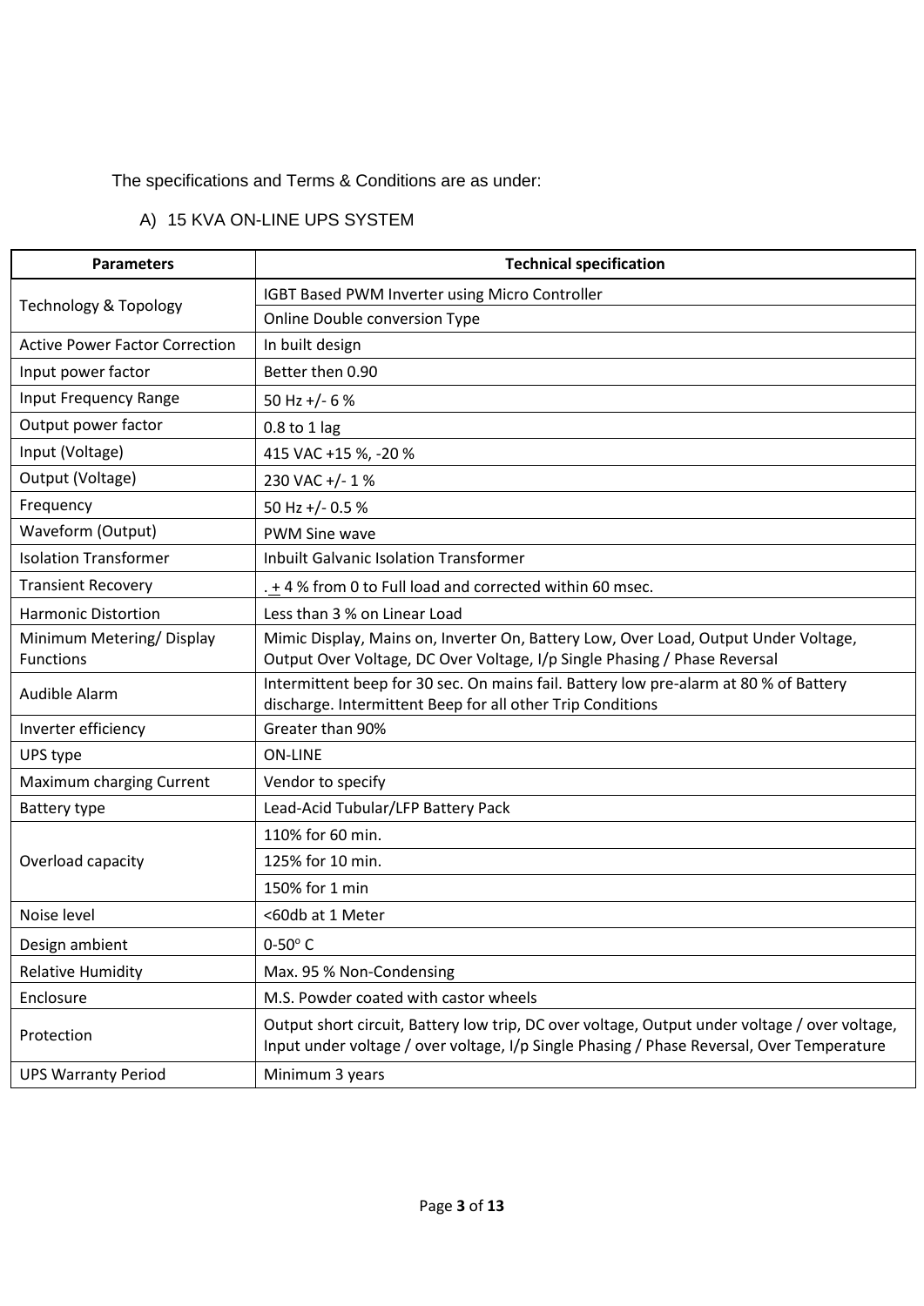The specifications and Terms & Conditions are as under:

A) 15 KVA ON-LINE UPS SYSTEM

| Parameters | Technical specification |
|---|---|
| Technology & Topology | IGBT Based PWM Inverter using Micro Controller |
| | Online Double conversion Type |
| Active Power Factor Correction | In built design |
| Input power factor | Better then 0.90 |
| Input Frequency Range | 50 Hz +/- 6 % |
| Output power factor | 0.8 to 1 lag |
| Input (Voltage) | 415 VAC +15 %, -20 % |
| Output (Voltage) | 230 VAC +/- 1 % |
| Frequency | 50 Hz +/- 0.5 % |
| Waveform (Output) | PWM Sine wave |
| Isolation Transformer | Inbuilt Galvanic Isolation Transformer |
| Transient Recovery | . ± 4 % from 0 to Full load and corrected within 60 msec. |
| Harmonic Distortion | Less than 3 % on Linear Load |
| Minimum Metering/ Display Functions | Mimic Display, Mains on, Inverter On, Battery Low, Over Load, Output Under Voltage, Output Over Voltage, DC Over Voltage, I/p Single Phasing / Phase Reversal |
| Audible Alarm | Intermittent beep for 30 sec. On mains fail. Battery low pre-alarm at 80 % of Battery discharge. Intermittent Beep for all other Trip Conditions |
| Inverter efficiency | Greater than 90% |
| UPS type | ON-LINE |
| Maximum charging Current | Vendor to specify |
| Battery type | Lead-Acid Tubular/LFP Battery Pack |
| Overload capacity | 110% for 60 min. |
| | 125% for 10 min. |
| | 150% for 1 min |
| Noise level | <60db at 1 Meter |
| Design ambient | 0-50$^{o}$ C |
| Relative Humidity | Max. 95 % Non-Condensing |
| Enclosure | M.S. Powder coated with castor wheels |
| Protection | Output short circuit, Battery low trip, DC over voltage, Output under voltage / over voltage, Input under voltage / over voltage, I/p Single Phasing / Phase Reversal, Over Temperature |
| UPS Warranty Period | Minimum 3 years |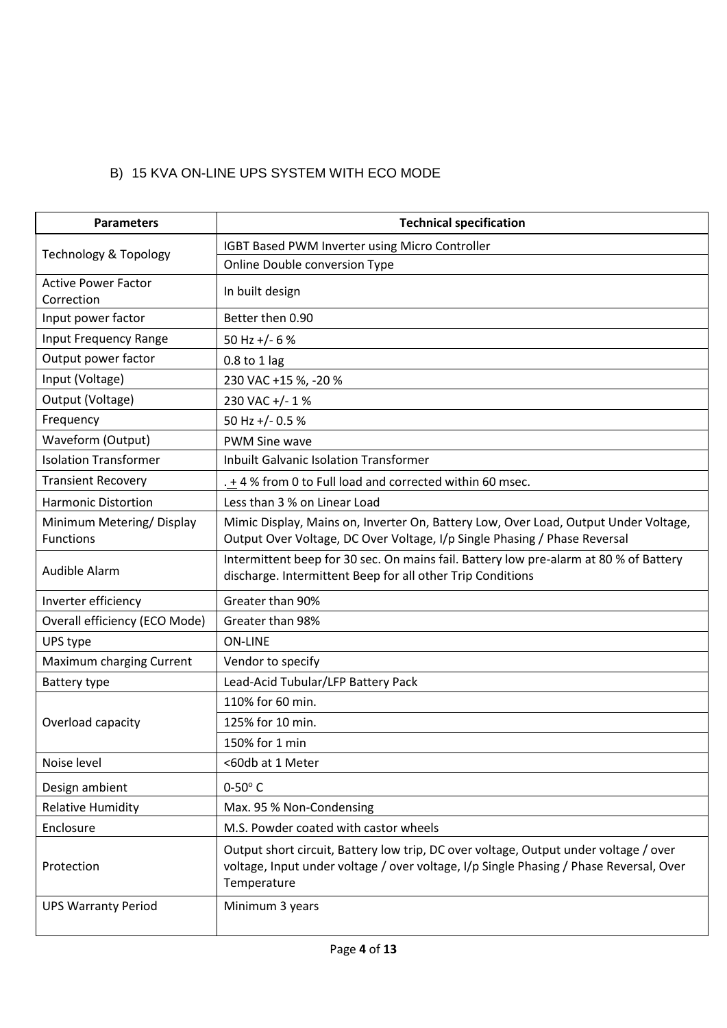B) 15 KVA ON-LINE UPS SYSTEM WITH ECO MODE

| Parameters | Technical specification |
|---|---|
| Technology & Topology | IGBT Based PWM Inverter using Micro Controller |
| | Online Double conversion Type |
| Active Power Factor Correction | In built design |
| Input power factor | Better then 0.90 |
| Input Frequency Range | 50 Hz +/- 6 % |
| Output power factor | 0.8 to 1 lag |
| Input (Voltage) | 230 VAC +15 %, -20 % |
| Output (Voltage) | 230 VAC +/- 1 % |
| Frequency | 50 Hz +/- 0.5 % |
| Waveform (Output) | PWM Sine wave |
| Isolation Transformer | Inbuilt Galvanic Isolation Transformer |
| Transient Recovery | . ± 4 % from 0 to Full load and corrected within 60 msec. |
| Harmonic Distortion | Less than 3 % on Linear Load |
| Minimum Metering/ Display Functions | Mimic Display, Mains on, Inverter On, Battery Low, Over Load, Output Under Voltage, Output Over Voltage, DC Over Voltage, I/p Single Phasing / Phase Reversal |
| Audible Alarm | Intermittent beep for 30 sec. On mains fail. Battery low pre-alarm at 80 % of Battery discharge. Intermittent Beep for all other Trip Conditions |
| Inverter efficiency | Greater than 90% |
| Overall efficiency (ECO Mode) | Greater than 98% |
| UPS type | ON-LINE |
| Maximum charging Current | Vendor to specify |
| Battery type | Lead-Acid Tubular/LFP Battery Pack |
| Overload capacity | 110% for 60 min. |
| | 125% for 10 min. |
| | 150% for 1 min |
| Noise level | <60db at 1 Meter |
| Design ambient | 0-50° C |
| Relative Humidity | Max. 95 % Non-Condensing |
| Enclosure | M.S. Powder coated with castor wheels |
| Protection | Output short circuit, Battery low trip, DC over voltage, Output under voltage / over voltage, Input under voltage / over voltage, I/p Single Phasing / Phase Reversal, Over Temperature |
| UPS Warranty Period | Minimum 3 years |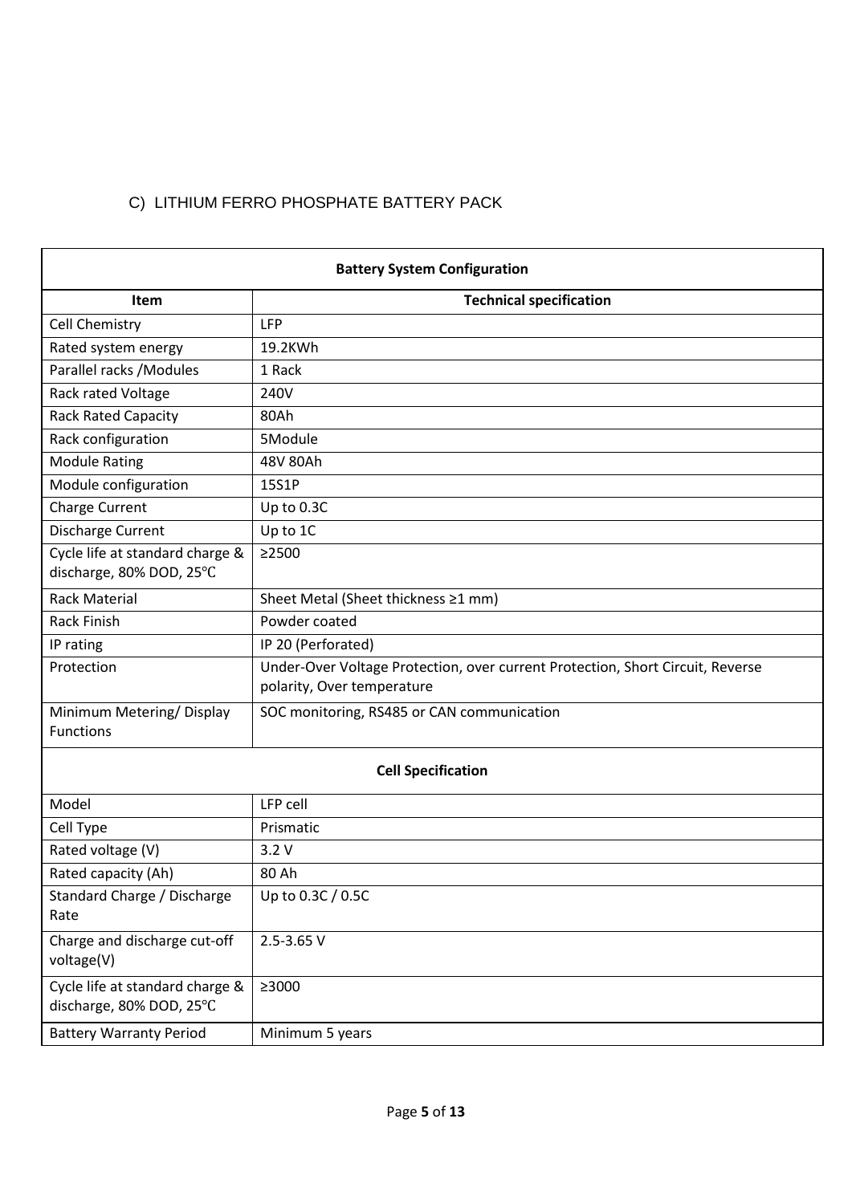C) LITHIUM FERRO PHOSPHATE BATTERY PACK

| **Battery System Configuration** | |
|---|---|
| **Item** | **Technical specification** |
| Cell Chemistry | LFP |
| Rated system energy | 19.2KWh |
| Parallel racks /Modules | 1 Rack |
| Rack rated Voltage | 240V |
| Rack Rated Capacity | 80Ah |
| Rack configuration | 5Module |
| Module Rating | 48V 80Ah |
| Module configuration | 15S1P |
| Charge Current | Up to 0.3C |
| Discharge Current | Up to 1C |
| Cycle life at standard charge & discharge, 80% DOD, 25℃ | ≥2500 |
| Rack Material | Sheet Metal (Sheet thickness ≥1 mm) |
| Rack Finish | Powder coated |
| IP rating | IP 20 (Perforated) |
| Protection | Under-Over Voltage Protection, over current Protection, Short Circuit, Reverse polarity, Over temperature |
| Minimum Metering/ Display Functions | SOC monitoring, RS485 or CAN communication |
| **Cell Specification** | |
| Model | LFP cell |
| Cell Type | Prismatic |
| Rated voltage (V) | 3.2 V |
| Rated capacity (Ah) | 80 Ah |
| Standard Charge / Discharge Rate | Up to 0.3C / 0.5C |
| Charge and discharge cut-off voltage(V) | 2.5-3.65 V |
| Cycle life at standard charge & discharge, 80% DOD, 25℃ | ≥3000 |
| Battery Warranty Period | Minimum 5 years |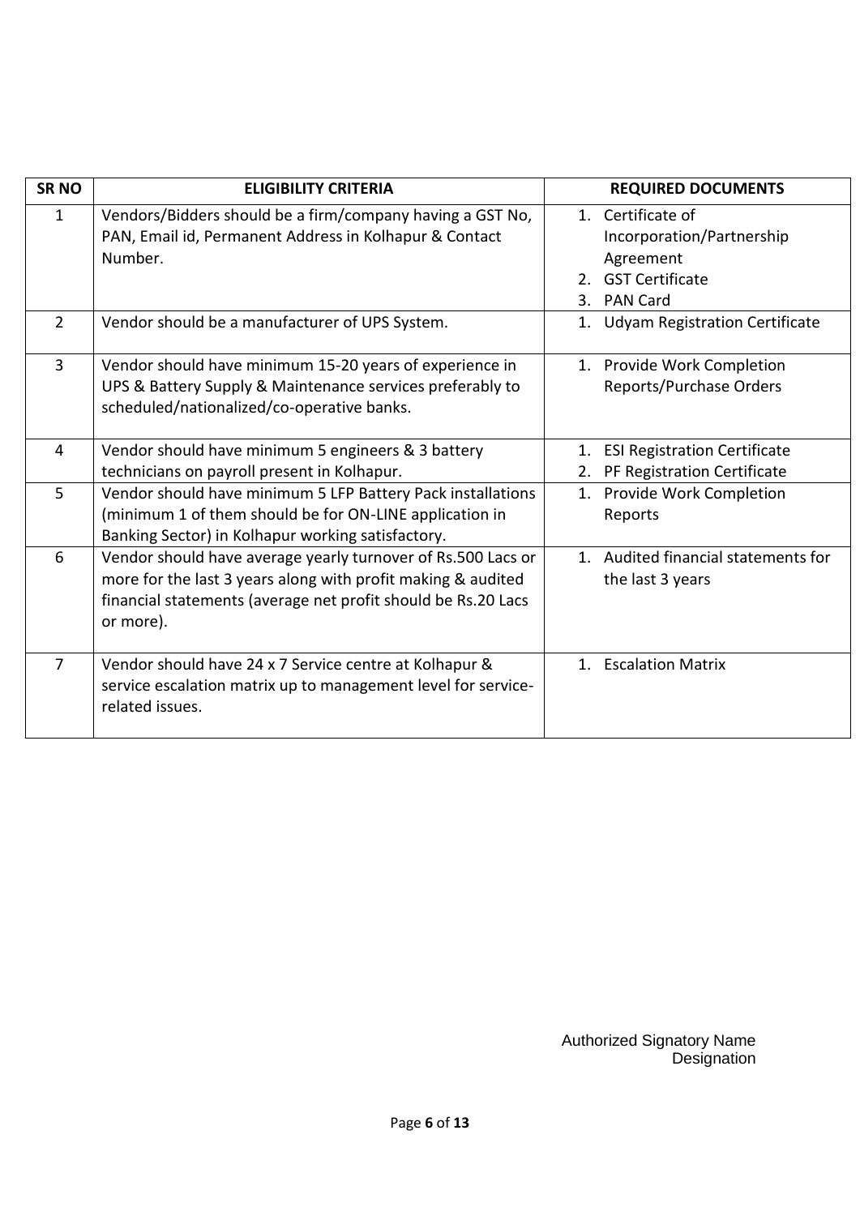| SR NO | ELIGIBILITY CRITERIA | REQUIRED DOCUMENTS |
|---|---|---|
| 1 | Vendors/Bidders should be a firm/company having a GST No, PAN, Email id, Permanent Address in Kolhapur & Contact Number. | 1. Certificate of Incorporation/Partnership Agreement<br>2. GST Certificate<br>3. PAN Card |
| 2 | Vendor should be a manufacturer of UPS System. | 1. Udyam Registration Certificate |
| 3 | Vendor should have minimum 15-20 years of experience in UPS & Battery Supply & Maintenance services preferably to scheduled/nationalized/co-operative banks. | 1. Provide Work Completion Reports/Purchase Orders |
| 4 | Vendor should have minimum 5 engineers & 3 battery technicians on payroll present in Kolhapur. | 1. ESI Registration Certificate<br>2. PF Registration Certificate |
| 5 | Vendor should have minimum 5 LFP Battery Pack installations (minimum 1 of them should be for ON-LINE application in Banking Sector) in Kolhapur working satisfactory. | 1. Provide Work Completion Reports |
| 6 | Vendor should have average yearly turnover of Rs.500 Lacs or more for the last 3 years along with profit making & audited financial statements (average net profit should be Rs.20 Lacs or more). | 1. Audited financial statements for the last 3 years |
| 7 | Vendor should have 24 x 7 Service centre at Kolhapur & service escalation matrix up to management level for service-related issues. | 1. Escalation Matrix |

Authorized Signatory Name
Designation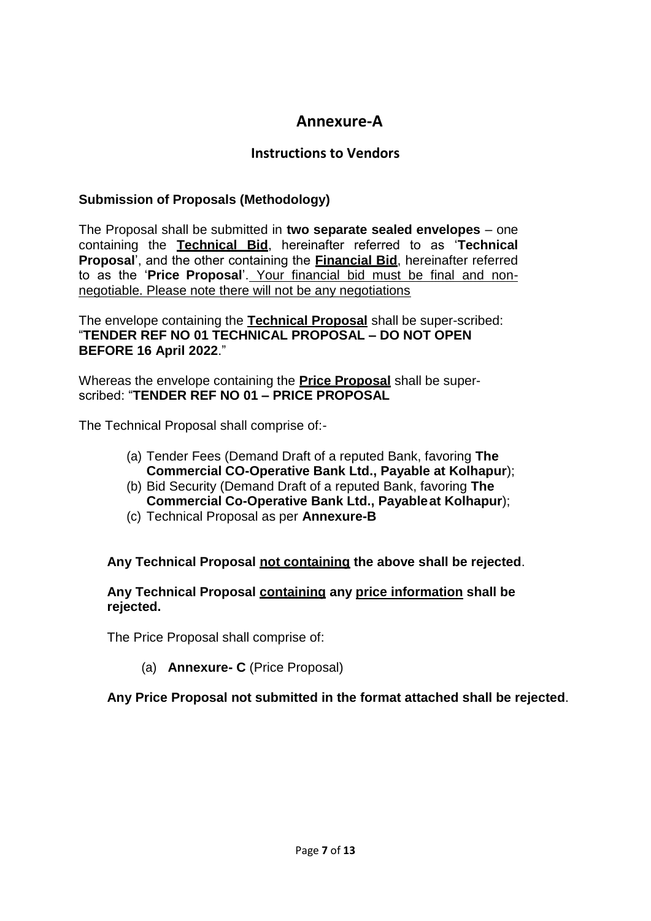# Annexure-A

## Instructions to Vendors

### Submission of Proposals (Methodology)

The Proposal shall be submitted in **two separate sealed envelopes** – one containing the **Technical Bid**, hereinafter referred to as '**Technical Proposal**', and the other containing the **Financial Bid**, hereinafter referred to as the '**Price Proposal**'. Your financial bid must be final and non-negotiable. Please note there will not be any negotiations

The envelope containing the **Technical Proposal** shall be super-scribed: "**TENDER REF NO 01 TECHNICAL PROPOSAL – DO NOT OPEN BEFORE 16 April 2022**."

Whereas the envelope containing the **Price Proposal** shall be super-scribed: "**TENDER REF NO 01 – PRICE PROPOSAL**

The Technical Proposal shall comprise of:-

(a) Tender Fees (Demand Draft of a reputed Bank, favoring **The Commercial CO-Operative Bank Ltd., Payable at Kolhapur**);
(b) Bid Security (Demand Draft of a reputed Bank, favoring **The Commercial Co-Operative Bank Ltd., Payable at Kolhapur**);
(c) Technical Proposal as per **Annexure-B**

**Any Technical Proposal not containing the above shall be rejected**.

**Any Technical Proposal containing any price information shall be rejected.**

The Price Proposal shall comprise of:

(a) **Annexure- C** (Price Proposal)

**Any Price Proposal not submitted in the format attached shall be rejected**.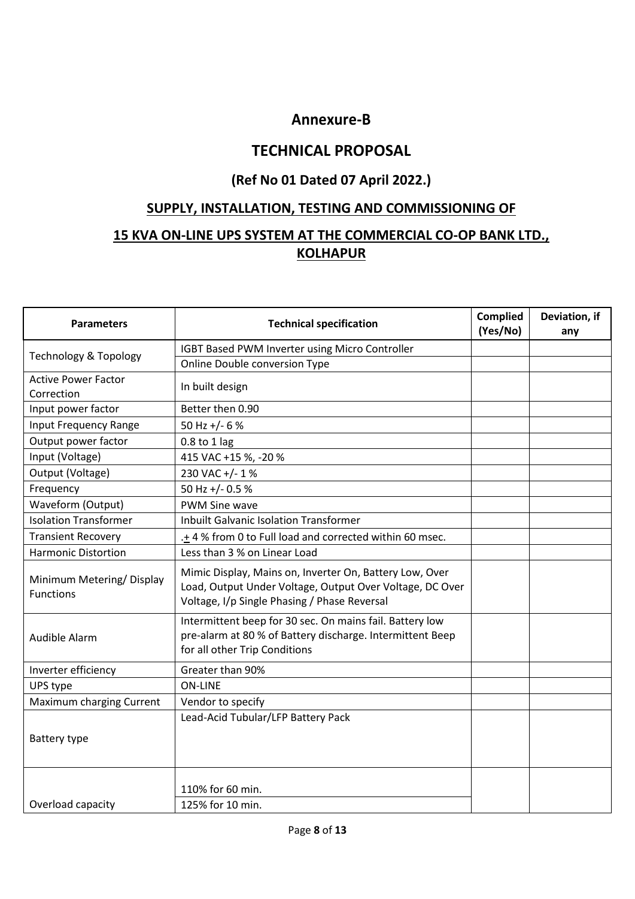## Annexure-B

## TECHNICAL PROPOSAL

### (Ref No 01 Dated 07 April 2022.)

### SUPPLY, INSTALLATION, TESTING AND COMMISSIONING OF

### 15 KVA ON-LINE UPS SYSTEM AT THE COMMERCIAL CO-OP BANK LTD., KOLHAPUR

| Parameters | Technical specification | Complied (Yes/No) | Deviation, if any |
|---|---|---|---|
| Technology & Topology | IGBT Based PWM Inverter using Micro Controller | | |
| | Online Double conversion Type | | |
| Active Power Factor Correction | In built design | | |
| Input power factor | Better then 0.90 | | |
| Input Frequency Range | 50 Hz +/- 6 % | | |
| Output power factor | 0.8 to 1 lag | | |
| Input (Voltage) | 415 VAC +15 %, -20 % | | |
| Output (Voltage) | 230 VAC +/- 1 % | | |
| Frequency | 50 Hz +/- 0.5 % | | |
| Waveform (Output) | PWM Sine wave | | |
| Isolation Transformer | Inbuilt Galvanic Isolation Transformer | | |
| Transient Recovery | .± 4 % from 0 to Full load and corrected within 60 msec. | | |
| Harmonic Distortion | Less than 3 % on Linear Load | | |
| Minimum Metering/ Display Functions | Mimic Display, Mains on, Inverter On, Battery Low, Over Load, Output Under Voltage, Output Over Voltage, DC Over Voltage, I/p Single Phasing / Phase Reversal | | |
| Audible Alarm | Intermittent beep for 30 sec. On mains fail. Battery low pre-alarm at 80 % of Battery discharge. Intermittent Beep for all other Trip Conditions | | |
| Inverter efficiency | Greater than 90% | | |
| UPS type | ON-LINE | | |
| Maximum charging Current | Vendor to specify | | |
| Battery type | Lead-Acid Tubular/LFP Battery Pack | | |
| Overload capacity | 110% for 60 min. | | |
| | 125% for 10 min. | | |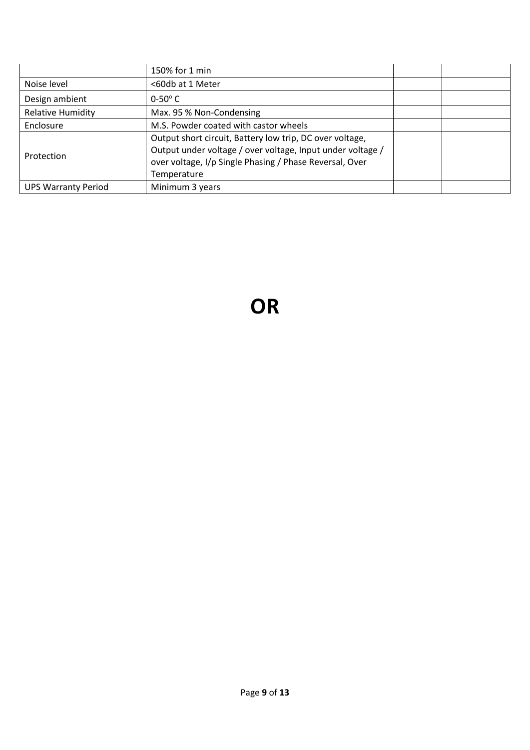| | | | |
|---|---|---|---|
| | 150% for 1 min | | |
| Noise level | <60db at 1 Meter | | |
| Design ambient | 0-50° C | | |
| Relative Humidity | Max. 95 % Non-Condensing | | |
| Enclosure | M.S. Powder coated with castor wheels | | |
| Protection | Output short circuit, Battery low trip, DC over voltage, Output under voltage / over voltage, Input under voltage / over voltage, I/p Single Phasing / Phase Reversal, Over Temperature | | |
| UPS Warranty Period | Minimum 3 years | | |

# OR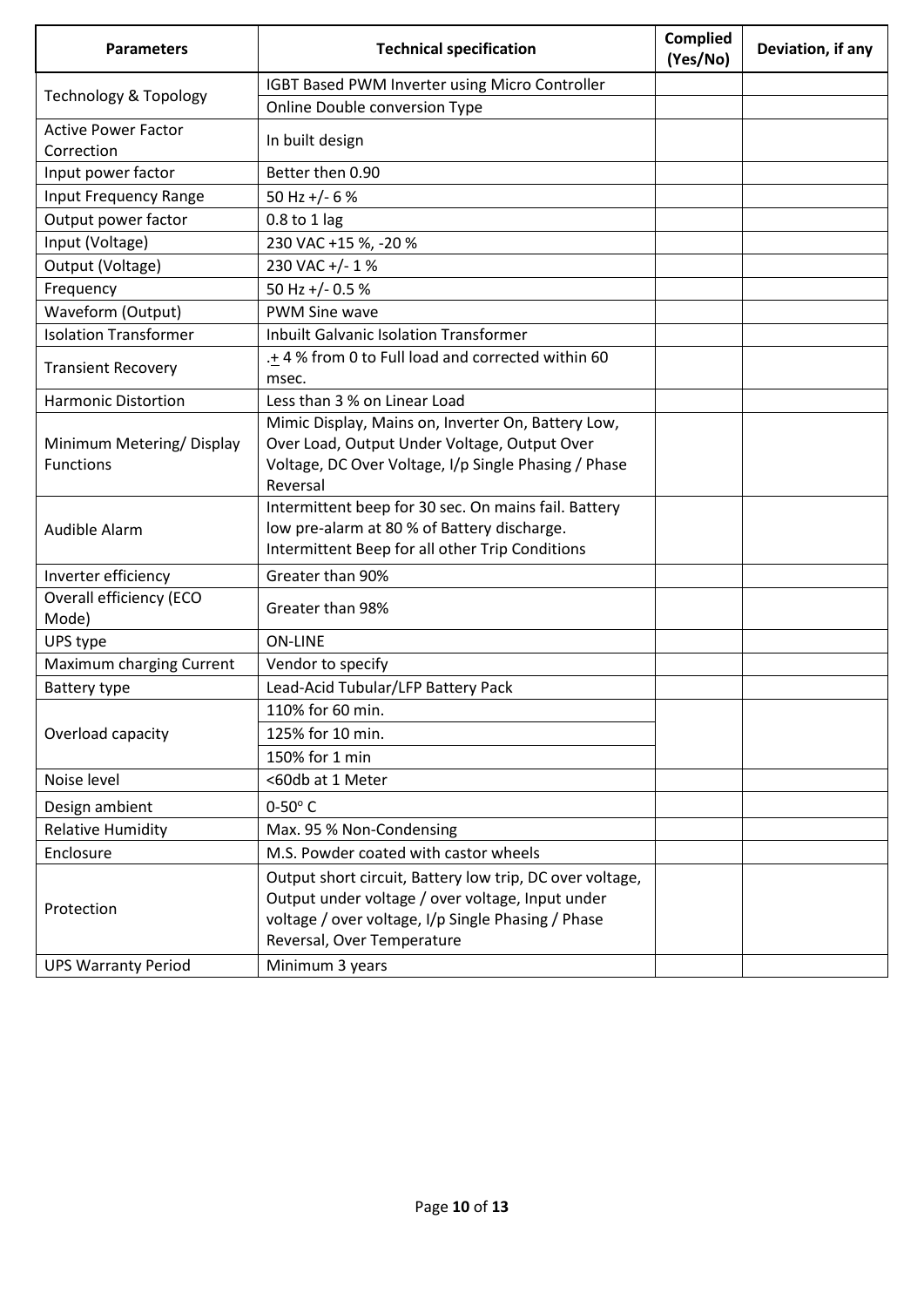| Parameters | Technical specification | Complied (Yes/No) | Deviation, if any |
|---|---|---|---|
| Technology & Topology | IGBT Based PWM Inverter using Micro Controller | | |
| | Online Double conversion Type | | |
| Active Power Factor Correction | In built design | | |
| Input power factor | Better then 0.90 | | |
| Input Frequency Range | 50 Hz +/- 6 % | | |
| Output power factor | 0.8 to 1 lag | | |
| Input (Voltage) | 230 VAC +15 %, -20 % | | |
| Output (Voltage) | 230 VAC +/- 1 % | | |
| Frequency | 50 Hz +/- 0.5 % | | |
| Waveform (Output) | PWM Sine wave | | |
| Isolation Transformer | Inbuilt Galvanic Isolation Transformer | | |
| Transient Recovery | .± 4 % from 0 to Full load and corrected within 60 msec. | | |
| Harmonic Distortion | Less than 3 % on Linear Load | | |
| Minimum Metering/ Display Functions | Mimic Display, Mains on, Inverter On, Battery Low, Over Load, Output Under Voltage, Output Over Voltage, DC Over Voltage, I/p Single Phasing / Phase Reversal | | |
| Audible Alarm | Intermittent beep for 30 sec. On mains fail. Battery low pre-alarm at 80 % of Battery discharge. Intermittent Beep for all other Trip Conditions | | |
| Inverter efficiency | Greater than 90% | | |
| Overall efficiency (ECO Mode) | Greater than 98% | | |
| UPS type | ON-LINE | | |
| Maximum charging Current | Vendor to specify | | |
| Battery type | Lead-Acid Tubular/LFP Battery Pack | | |
| Overload capacity | 110% for 60 min. | | |
| | 125% for 10 min. | | |
| | 150% for 1 min | | |
| Noise level | <60db at 1 Meter | | |
| Design ambient | 0-50° C | | |
| Relative Humidity | Max. 95 % Non-Condensing | | |
| Enclosure | M.S. Powder coated with castor wheels | | |
| Protection | Output short circuit, Battery low trip, DC over voltage, Output under voltage / over voltage, Input under voltage / over voltage, I/p Single Phasing / Phase Reversal, Over Temperature | | |
| UPS Warranty Period | Minimum 3 years | | |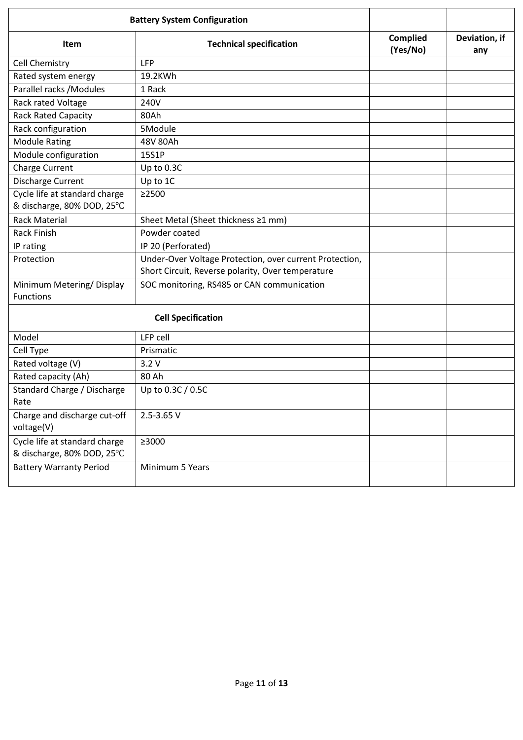| Battery System Configuration | | | |
|---|---|---|---|
| **Item** | **Technical specification** | **Complied (Yes/No)** | **Deviation, if any** |
| Cell Chemistry | LFP | | |
| Rated system energy | 19.2KWh | | |
| Parallel racks /Modules | 1 Rack | | |
| Rack rated Voltage | 240V | | |
| Rack Rated Capacity | 80Ah | | |
| Rack configuration | 5Module | | |
| Module Rating | 48V 80Ah | | |
| Module configuration | 15S1P | | |
| Charge Current | Up to 0.3C | | |
| Discharge Current | Up to 1C | | |
| Cycle life at standard charge & discharge, 80% DOD, 25℃ | ≥2500 | | |
| Rack Material | Sheet Metal (Sheet thickness ≥1 mm) | | |
| Rack Finish | Powder coated | | |
| IP rating | IP 20 (Perforated) | | |
| Protection | Under-Over Voltage Protection, over current Protection, Short Circuit, Reverse polarity, Over temperature | | |
| Minimum Metering/ Display Functions | SOC monitoring, RS485 or CAN communication | | |
| **Cell Specification** | | | |
| Model | LFP cell | | |
| Cell Type | Prismatic | | |
| Rated voltage (V) | 3.2 V | | |
| Rated capacity (Ah) | 80 Ah | | |
| Standard Charge / Discharge Rate | Up to 0.3C / 0.5C | | |
| Charge and discharge cut-off voltage(V) | 2.5-3.65 V | | |
| Cycle life at standard charge & discharge, 80% DOD, 25℃ | ≥3000 | | |
| Battery Warranty Period | Minimum 5 Years | | |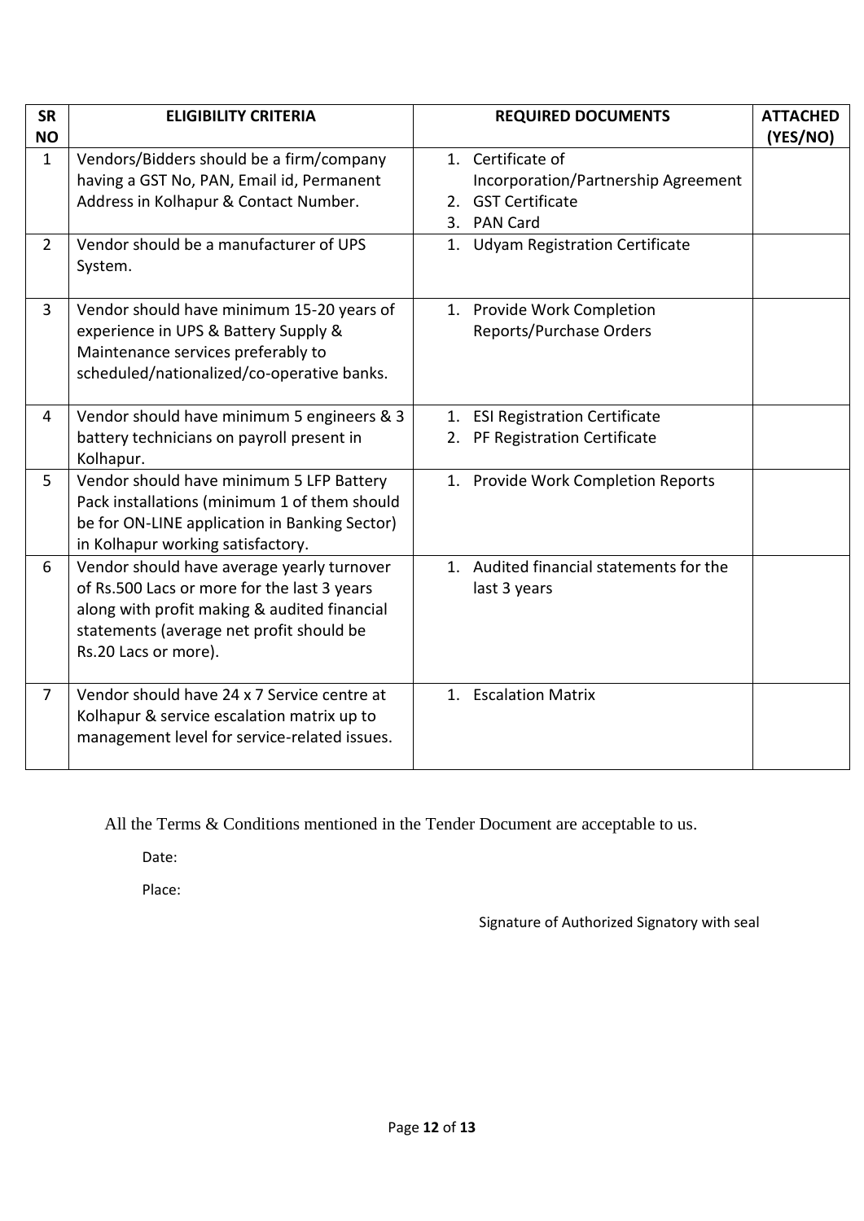| SR NO | ELIGIBILITY CRITERIA | REQUIRED DOCUMENTS | ATTACHED (YES/NO) |
|---|---|---|---|
| 1 | Vendors/Bidders should be a firm/company having a GST No, PAN, Email id, Permanent Address in Kolhapur & Contact Number. | 1. Certificate of Incorporation/Partnership Agreement<br>2. GST Certificate<br>3. PAN Card | |
| 2 | Vendor should be a manufacturer of UPS System. | 1. Udyam Registration Certificate | |
| 3 | Vendor should have minimum 15-20 years of experience in UPS & Battery Supply & Maintenance services preferably to scheduled/nationalized/co-operative banks. | 1. Provide Work Completion Reports/Purchase Orders | |
| 4 | Vendor should have minimum 5 engineers & 3 battery technicians on payroll present in Kolhapur. | 1. ESI Registration Certificate<br>2. PF Registration Certificate | |
| 5 | Vendor should have minimum 5 LFP Battery Pack installations (minimum 1 of them should be for ON-LINE application in Banking Sector) in Kolhapur working satisfactory. | 1. Provide Work Completion Reports | |
| 6 | Vendor should have average yearly turnover of Rs.500 Lacs or more for the last 3 years along with profit making & audited financial statements (average net profit should be Rs.20 Lacs or more). | 1. Audited financial statements for the last 3 years | |
| 7 | Vendor should have 24 x 7 Service centre at Kolhapur & service escalation matrix up to management level for service-related issues. | 1. Escalation Matrix | |

All the Terms & Conditions mentioned in the Tender Document are acceptable to us.

Date:

Place:

Signature of Authorized Signatory with seal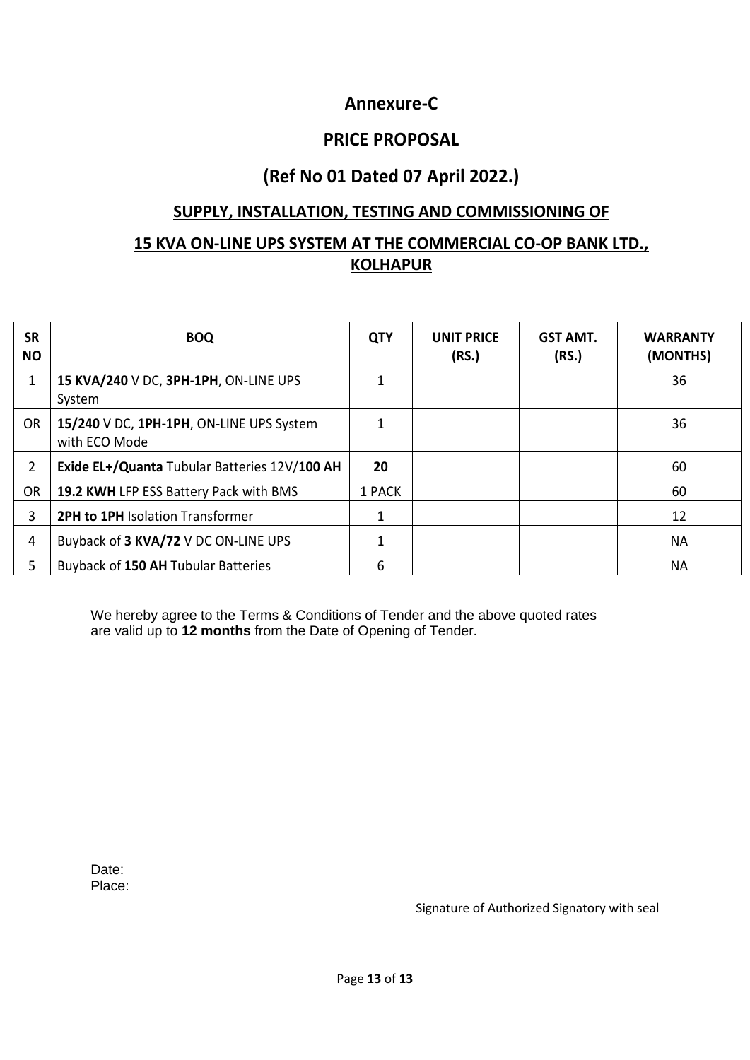# Annexure-C

## PRICE PROPOSAL

## (Ref No 01 Dated 07 April 2022.)

### SUPPLY, INSTALLATION, TESTING AND COMMISSIONING OF

### 15 KVA ON-LINE UPS SYSTEM AT THE COMMERCIAL CO-OP BANK LTD., KOLHAPUR

| SR NO | BOQ | QTY | UNIT PRICE (RS.) | GST AMT. (RS.) | WARRANTY (MONTHS) |
|---|---|---|---|---|---|
| 1 | **15 KVA/240** V DC, **3PH-1PH**, ON-LINE UPS System | 1 | | | 36 |
| OR | **15/240** V DC, **1PH-1PH**, ON-LINE UPS System with ECO Mode | 1 | | | 36 |
| 2 | **Exide EL+/Quanta** Tubular Batteries 12V/**100 AH** | **20** | | | 60 |
| OR | **19.2 KWH** LFP ESS Battery Pack with BMS | 1 PACK | | | 60 |
| 3 | **2PH to 1PH** Isolation Transformer | 1 | | | 12 |
| 4 | Buyback of **3 KVA/72** V DC ON-LINE UPS | 1 | | | NA |
| 5 | Buyback of **150 AH** Tubular Batteries | 6 | | | NA |

We hereby agree to the Terms & Conditions of Tender and the above quoted rates are valid up to **12 months** from the Date of Opening of Tender.

Date:
Place:

Signature of Authorized Signatory with seal